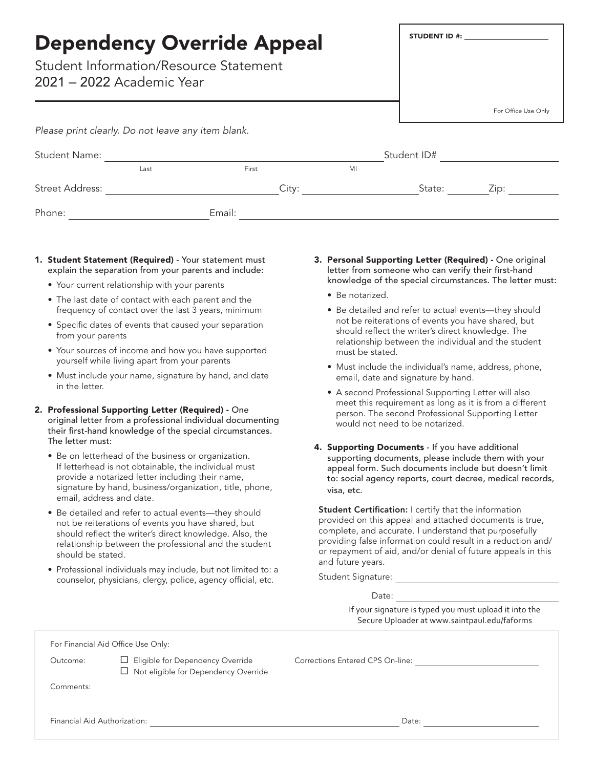# Dependency Override Appeal

Student Information/Resource Statement
2021 – 2022 Academic Year

**STUDENT ID #:** ____________________

For Office Use Only

*Please print clearly. Do not leave any item blank.*

Student Name: ______________________________________ Student ID# ____________________
Last First MI

Street Address: ____________________ City: ____________________ State: ________ Zip: __________

Phone: ____________________ Email: ______________________________

1. **Student Statement (Required)** - Your statement must explain the separation from your parents and include:
   - Your current relationship with your parents
   - The last date of contact with each parent and the frequency of contact over the last 3 years, minimum
   - Specific dates of events that caused your separation from your parents
   - Your sources of income and how you have supported yourself while living apart from your parents
   - Must include your name, signature by hand, and date in the letter.

2. **Professional Supporting Letter (Required)** - One original letter from a professional individual documenting their first-hand knowledge of the special circumstances. The letter must:
   - Be on letterhead of the business or organization. If letterhead is not obtainable, the individual must provide a notarized letter including their name, signature by hand, business/organization, title, phone, email, address and date.
   - Be detailed and refer to actual events—they should not be reiterations of events you have shared, but should reflect the writer's direct knowledge. Also, the relationship between the professional and the student should be stated.
   - Professional individuals may include, but not limited to: a counselor, physicians, clergy, police, agency official, etc.

3. **Personal Supporting Letter (Required)** - One original letter from someone who can verify their first-hand knowledge of the special circumstances. The letter must:
   - Be notarized.
   - Be detailed and refer to actual events—they should not be reiterations of events you have shared, but should reflect the writer's direct knowledge. The relationship between the individual and the student must be stated.
   - Must include the individual's name, address, phone, email, date and signature by hand.
   - A second Professional Supporting Letter will also meet this requirement as long as it is from a different person. The second Professional Supporting Letter would not need to be notarized.

4. **Supporting Documents** - If you have additional supporting documents, please include them with your appeal form. Such documents include but doesn't limit to: social agency reports, court decree, medical records, visa, etc.

**Student Certification:** I certify that the information provided on this appeal and attached documents is true, complete, and accurate. I understand that purposefully providing false information could result in a reduction and/or repayment of aid, and/or denial of future appeals in this and future years.

Student Signature: ______________________________

Date: ______________________________

If your signature is typed you must upload it into the Secure Uploader at www.saintpaul.edu/faforms

For Financial Aid Office Use Only:

Outcome: ☐ Eligible for Dependency Override
☐ Not eligible for Dependency Override

Corrections Entered CPS On-line: ____________________

Comments:

Financial Aid Authorization: ______________________________ Date: ____________________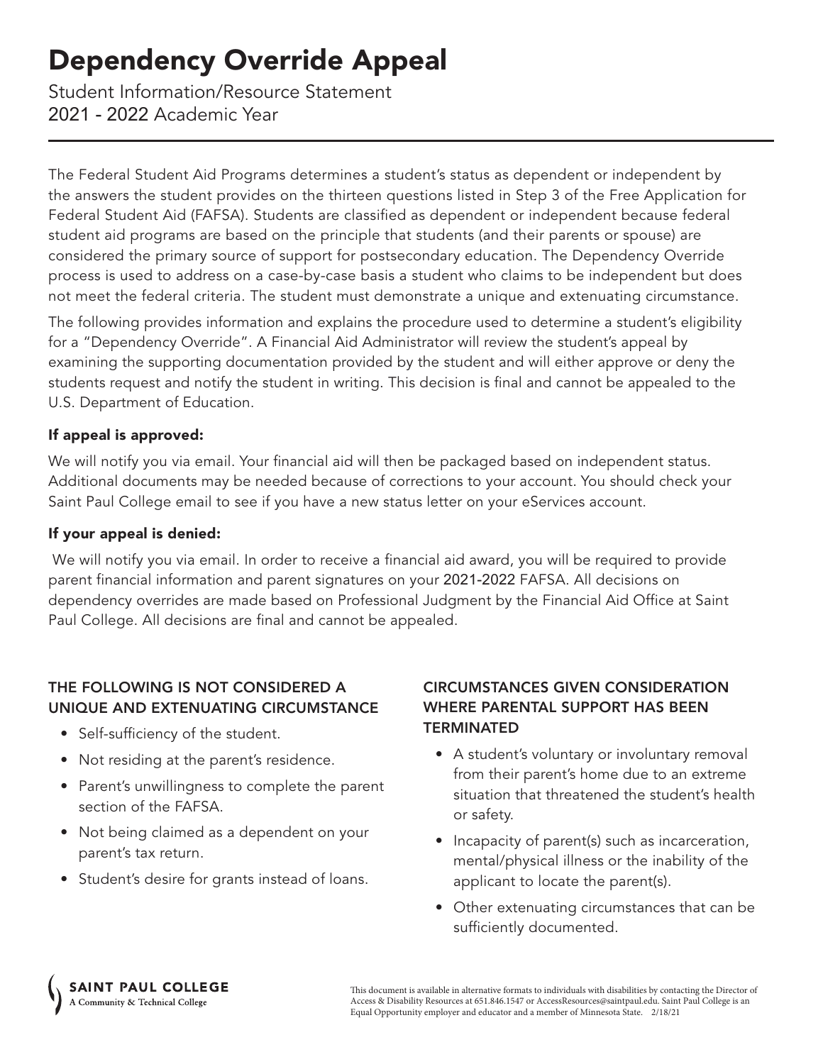# Dependency Override Appeal

Student Information/Resource Statement
2021 - 2022 Academic Year

The Federal Student Aid Programs determines a student's status as dependent or independent by the answers the student provides on the thirteen questions listed in Step 3 of the Free Application for Federal Student Aid (FAFSA). Students are classified as dependent or independent because federal student aid programs are based on the principle that students (and their parents or spouse) are considered the primary source of support for postsecondary education. The Dependency Override process is used to address on a case-by-case basis a student who claims to be independent but does not meet the federal criteria. The student must demonstrate a unique and extenuating circumstance.

The following provides information and explains the procedure used to determine a student's eligibility for a "Dependency Override". A Financial Aid Administrator will review the student's appeal by examining the supporting documentation provided by the student and will either approve or deny the students request and notify the student in writing. This decision is final and cannot be appealed to the U.S. Department of Education.

**If appeal is approved:**

We will notify you via email. Your financial aid will then be packaged based on independent status. Additional documents may be needed because of corrections to your account. You should check your Saint Paul College email to see if you have a new status letter on your eServices account.

**If your appeal is denied:**

We will notify you via email. In order to receive a financial aid award, you will be required to provide parent financial information and parent signatures on your 2021-2022 FAFSA. All decisions on dependency overrides are made based on Professional Judgment by the Financial Aid Office at Saint Paul College. All decisions are final and cannot be appealed.

### THE FOLLOWING IS NOT CONSIDERED A UNIQUE AND EXTENUATING CIRCUMSTANCE

- Self-sufficiency of the student.
- Not residing at the parent's residence.
- Parent's unwillingness to complete the parent section of the FAFSA.
- Not being claimed as a dependent on your parent's tax return.
- Student's desire for grants instead of loans.

### CIRCUMSTANCES GIVEN CONSIDERATION WHERE PARENTAL SUPPORT HAS BEEN TERMINATED

- A student's voluntary or involuntary removal from their parent's home due to an extreme situation that threatened the student's health or safety.
- Incapacity of parent(s) such as incarceration, mental/physical illness or the inability of the applicant to locate the parent(s).
- Other extenuating circumstances that can be sufficiently documented.

SAINT PAUL COLLEGE
A Community & Technical College

This document is available in alternative formats to individuals with disabilities by contacting the Director of Access & Disability Resources at 651.846.1547 or AccessResources@saintpaul.edu. Saint Paul College is an Equal Opportunity employer and educator and a member of Minnesota State. 2/18/21